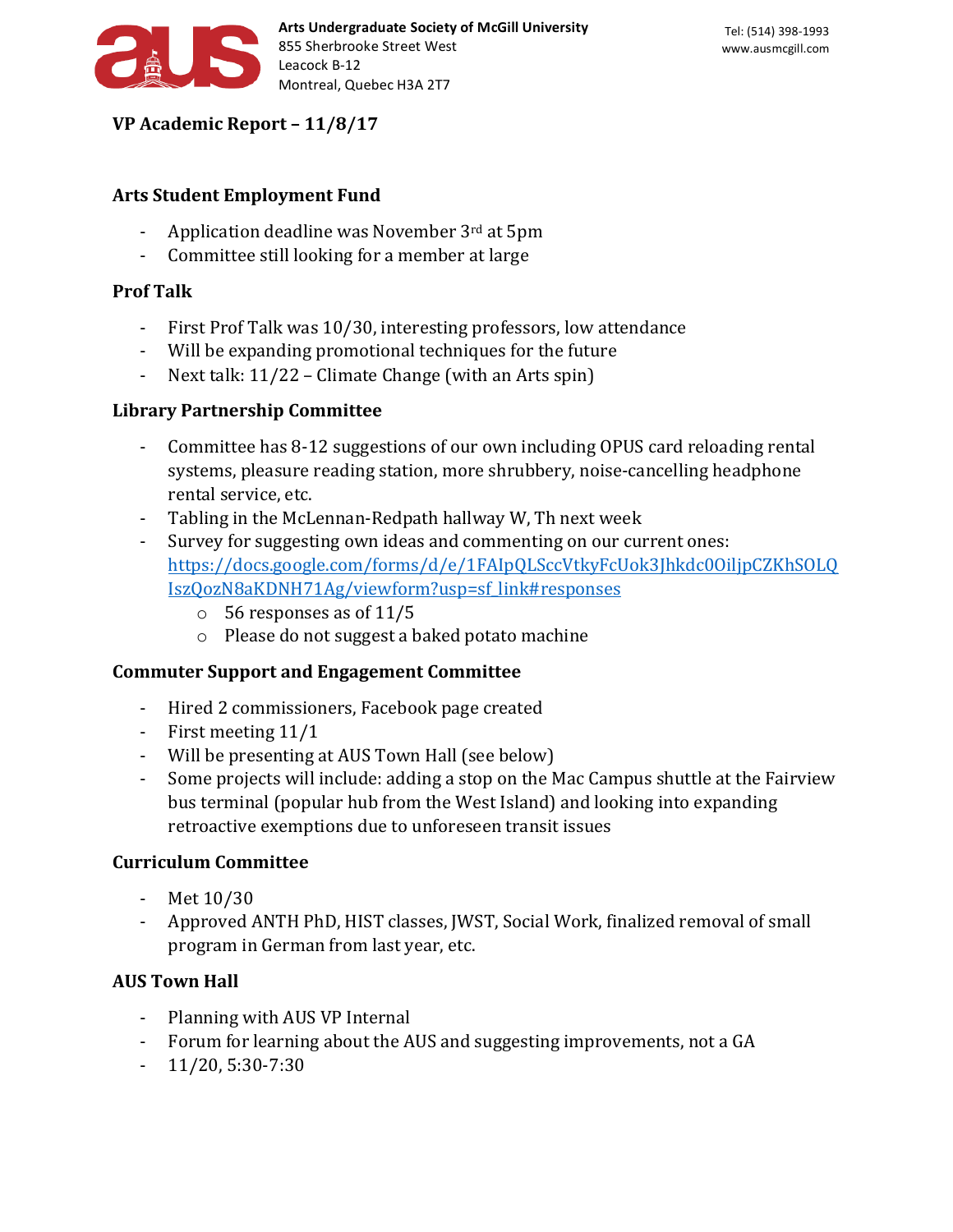Arts Undergraduate Society of McGill University
855 Sherbrooke Street West
Leacock B-12
Montreal, Quebec H3A 2T7

Tel: (514) 398-1993
www.ausmcgill.com

# VP Academic Report – 11/8/17

## Arts Student Employment Fund

- Application deadline was November 3rd at 5pm
- Committee still looking for a member at large

## Prof Talk

- First Prof Talk was 10/30, interesting professors, low attendance
- Will be expanding promotional techniques for the future
- Next talk: 11/22 – Climate Change (with an Arts spin)

## Library Partnership Committee

- Committee has 8-12 suggestions of our own including OPUS card reloading rental systems, pleasure reading station, more shrubbery, noise-cancelling headphone rental service, etc.
- Tabling in the McLennan-Redpath hallway W, Th next week
- Survey for suggesting own ideas and commenting on our current ones: https://docs.google.com/forms/d/e/1FAIpQLSccVtkyFcUok3Jhkdc0OiljpCZKhSOLQIszQozN8aKDNH71Ag/viewform?usp=sf_link#responses
    - 56 responses as of 11/5
    - Please do not suggest a baked potato machine

## Commuter Support and Engagement Committee

- Hired 2 commissioners, Facebook page created
- First meeting 11/1
- Will be presenting at AUS Town Hall (see below)
- Some projects will include: adding a stop on the Mac Campus shuttle at the Fairview bus terminal (popular hub from the West Island) and looking into expanding retroactive exemptions due to unforeseen transit issues

## Curriculum Committee

- Met 10/30
- Approved ANTH PhD, HIST classes, JWST, Social Work, finalized removal of small program in German from last year, etc.

## AUS Town Hall

- Planning with AUS VP Internal
- Forum for learning about the AUS and suggesting improvements, not a GA
- 11/20, 5:30-7:30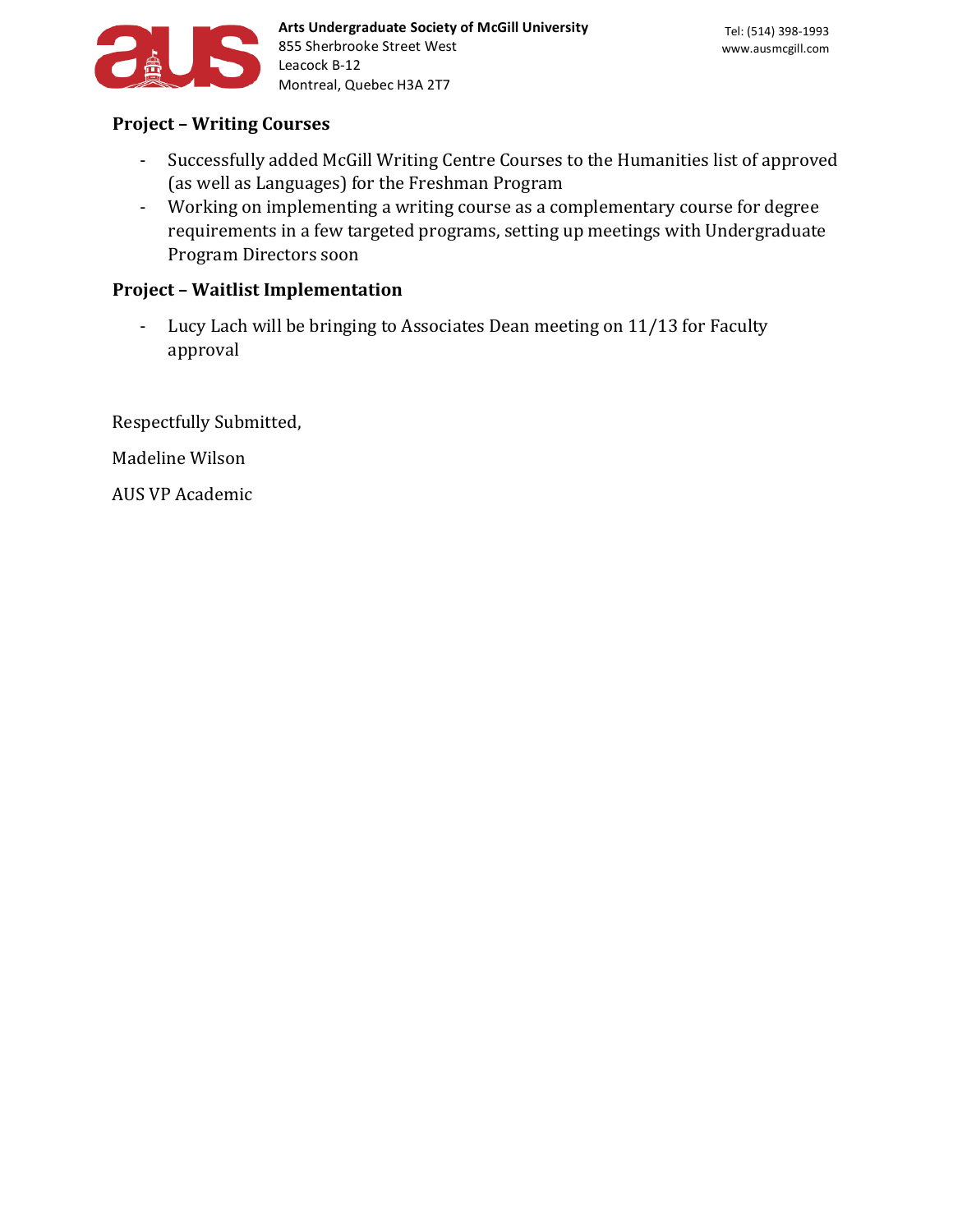### Project – Writing Courses

- Successfully added McGill Writing Centre Courses to the Humanities list of approved (as well as Languages) for the Freshman Program
- Working on implementing a writing course as a complementary course for degree requirements in a few targeted programs, setting up meetings with Undergraduate Program Directors soon

### Project – Waitlist Implementation

- Lucy Lach will be bringing to Associates Dean meeting on 11/13 for Faculty approval

Respectfully Submitted,

Madeline Wilson

AUS VP Academic